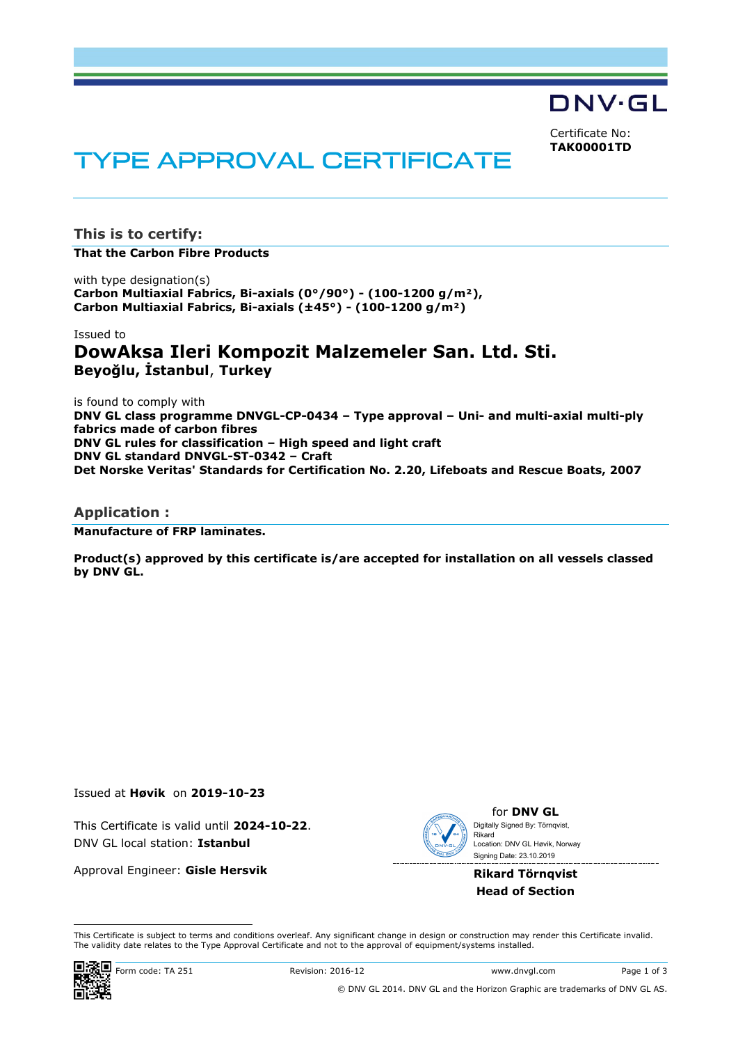DNV·GL

Certificate No:
**TAK00001TD**

# TYPE APPROVAL CERTIFICATE

## This is to certify:

**That the Carbon Fibre Products**

with type designation(s)
**Carbon Multiaxial Fabrics, Bi-axials (0°/90°) - (100-1200 g/m²),**
**Carbon Multiaxial Fabrics, Bi-axials (±45°) - (100-1200 g/m²)**

Issued to

### DowAksa Ileri Kompozit Malzemeler San. Ltd. Sti.

**Beyoğlu, İstanbul, Turkey**

is found to comply with
**DNV GL class programme DNVGL-CP-0434 – Type approval – Uni- and multi-axial multi-ply fabrics made of carbon fibres**
**DNV GL rules for classification – High speed and light craft**
**DNV GL standard DNVGL-ST-0342 – Craft**
**Det Norske Veritas' Standards for Certification No. 2.20, Lifeboats and Rescue Boats, 2007**

## Application :

**Manufacture of FRP laminates.**

**Product(s) approved by this certificate is/are accepted for installation on all vessels classed by DNV GL.**

Issued at **Høvik** on **2019-10-23**

This Certificate is valid until **2024-10-22**.
DNV GL local station: **Istanbul**

Approval Engineer: **Gisle Hersvik**

for **DNV GL**
Digitally Signed By: Törnqvist, Rikard
Location: DNV GL Høvik, Norway
Signing Date: 23.10.2019

**Rikard Törnqvist**
**Head of Section**

This Certificate is subject to terms and conditions overleaf. Any significant change in design or construction may render this Certificate invalid. The validity date relates to the Type Approval Certificate and not to the approval of equipment/systems installed.

Form code: TA 251 Revision: 2016-12 www.dnvgl.com

© DNV GL 2014. DNV GL and the Horizon Graphic are trademarks of DNV GL AS.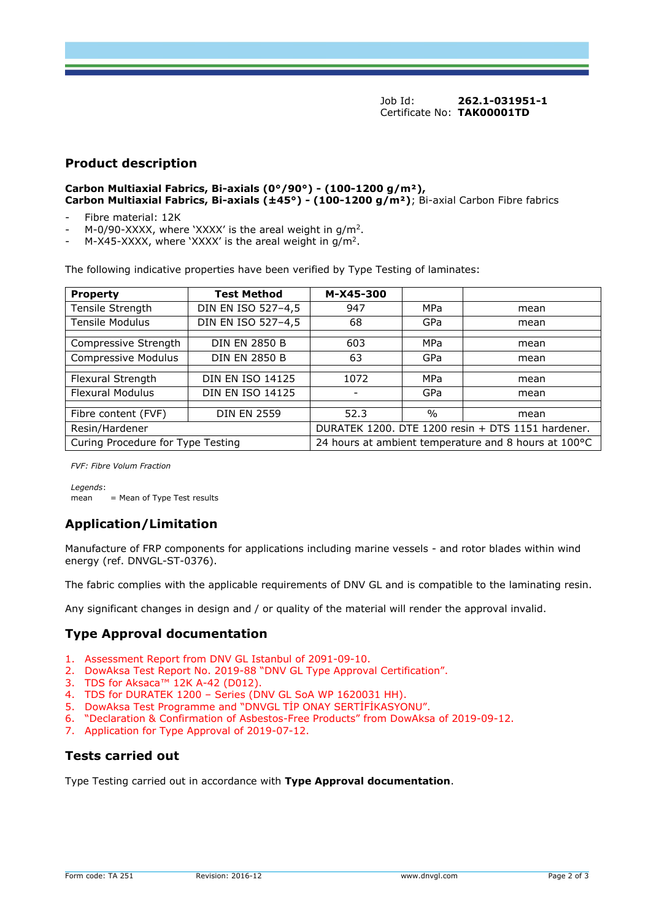Job Id: **262.1-031951-1**
Certificate No: **TAK00001TD**

## Product description

**Carbon Multiaxial Fabrics, Bi-axials (0°/90°) - (100-1200 g/m²),**
**Carbon Multiaxial Fabrics, Bi-axials (±45°) - (100-1200 g/m²)**; Bi-axial Carbon Fibre fabrics

- Fibre material: 12K
- M-0/90-XXXX, where 'XXXX' is the areal weight in $g/m^2$.
- M-X45-XXXX, where 'XXXX' is the areal weight in $g/m^2$.

The following indicative properties have been verified by Type Testing of laminates:

| Property | Test Method | M-X45-300 | | |
|---|---|---|---|---|
| Tensile Strength | DIN EN ISO 527–4,5 | 947 | MPa | mean |
| Tensile Modulus | DIN EN ISO 527–4,5 | 68 | GPa | mean |
| | | | | |
| Compressive Strength | DIN EN 2850 B | 603 | MPa | mean |
| Compressive Modulus | DIN EN 2850 B | 63 | GPa | mean |
| | | | | |
| Flexural Strength | DIN EN ISO 14125 | 1072 | MPa | mean |
| Flexural Modulus | DIN EN ISO 14125 | - | GPa | mean |
| | | | | |
| Fibre content (FVF) | DIN EN 2559 | 52.3 | % | mean |
| Resin/Hardener | | DURATEK 1200. DTE 1200 resin + DTS 1151 hardener. | | |
| Curing Procedure for Type Testing | | 24 hours at ambient temperature and 8 hours at 100°C | | |

*FVF: Fibre Volum Fraction*

*Legends*:
mean = Mean of Type Test results

## Application/Limitation

Manufacture of FRP components for applications including marine vessels - and rotor blades within wind energy (ref. DNVGL-ST-0376).

The fabric complies with the applicable requirements of DNV GL and is compatible to the laminating resin.

Any significant changes in design and / or quality of the material will render the approval invalid.

## Type Approval documentation

1. Assessment Report from DNV GL Istanbul of 2091-09-10.
2. DowAksa Test Report No. 2019-88 "DNV GL Type Approval Certification".
3. TDS for Aksaca™ 12K A-42 (D012).
4. TDS for DURATEK 1200 – Series (DNV GL SoA WP 1620031 HH).
5. DowAksa Test Programme and "DNVGL TİP ONAY SERTİFİKASYONU".
6. "Declaration & Confirmation of Asbestos-Free Products" from DowAksa of 2019-09-12.
7. Application for Type Approval of 2019-07-12.

## Tests carried out

Type Testing carried out in accordance with **Type Approval documentation**.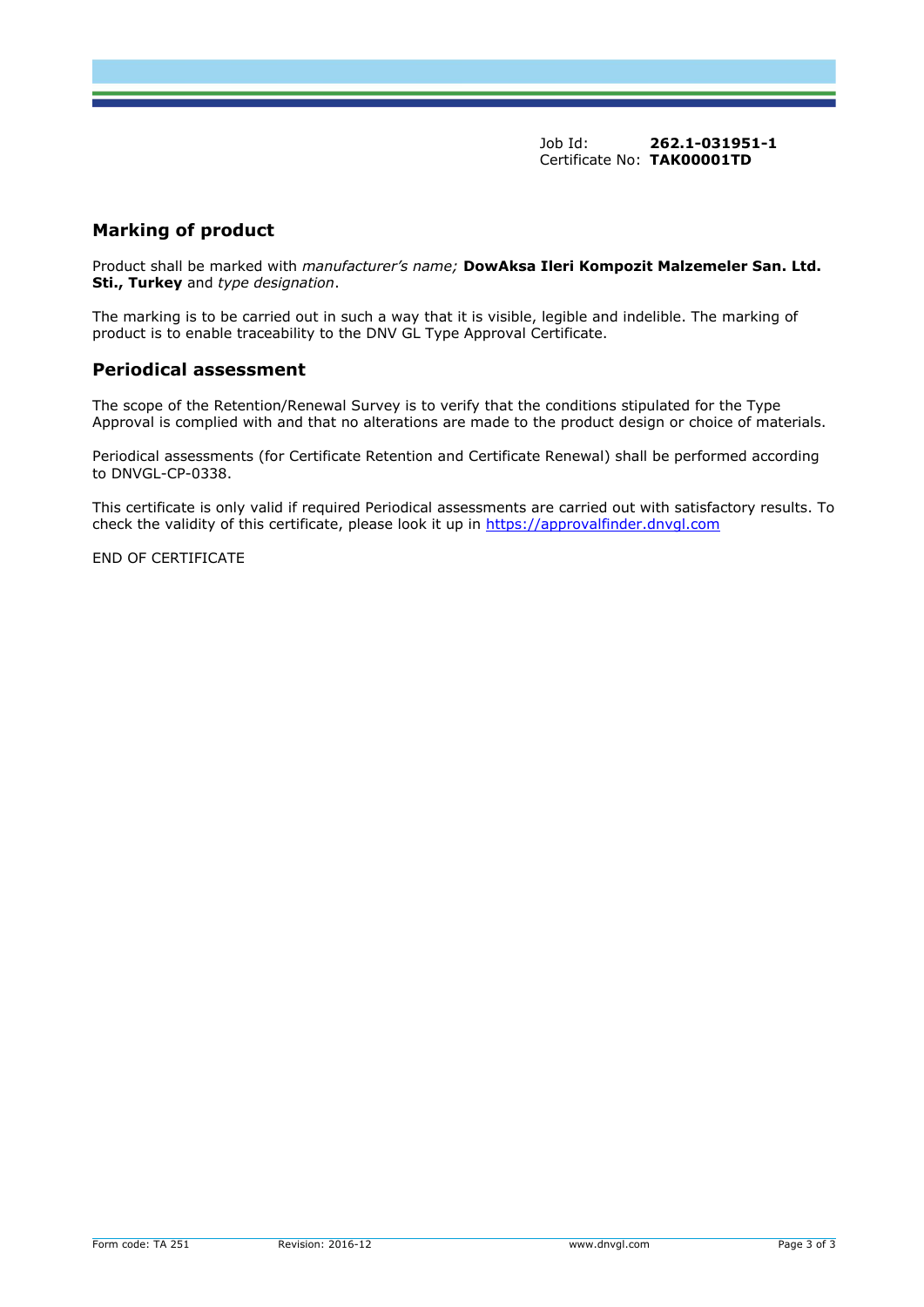Job Id: **262.1-031951-1**
Certificate No: **TAK00001TD**

## Marking of product

Product shall be marked with *manufacturer's name;* **DowAksa Ileri Kompozit Malzemeler San. Ltd. Sti., Turkey** and *type designation*.

The marking is to be carried out in such a way that it is visible, legible and indelible. The marking of product is to enable traceability to the DNV GL Type Approval Certificate.

## Periodical assessment

The scope of the Retention/Renewal Survey is to verify that the conditions stipulated for the Type Approval is complied with and that no alterations are made to the product design or choice of materials.

Periodical assessments (for Certificate Retention and Certificate Renewal) shall be performed according to DNVGL-CP-0338.

This certificate is only valid if required Periodical assessments are carried out with satisfactory results. To check the validity of this certificate, please look it up in https://approvalfinder.dnvgl.com

END OF CERTIFICATE